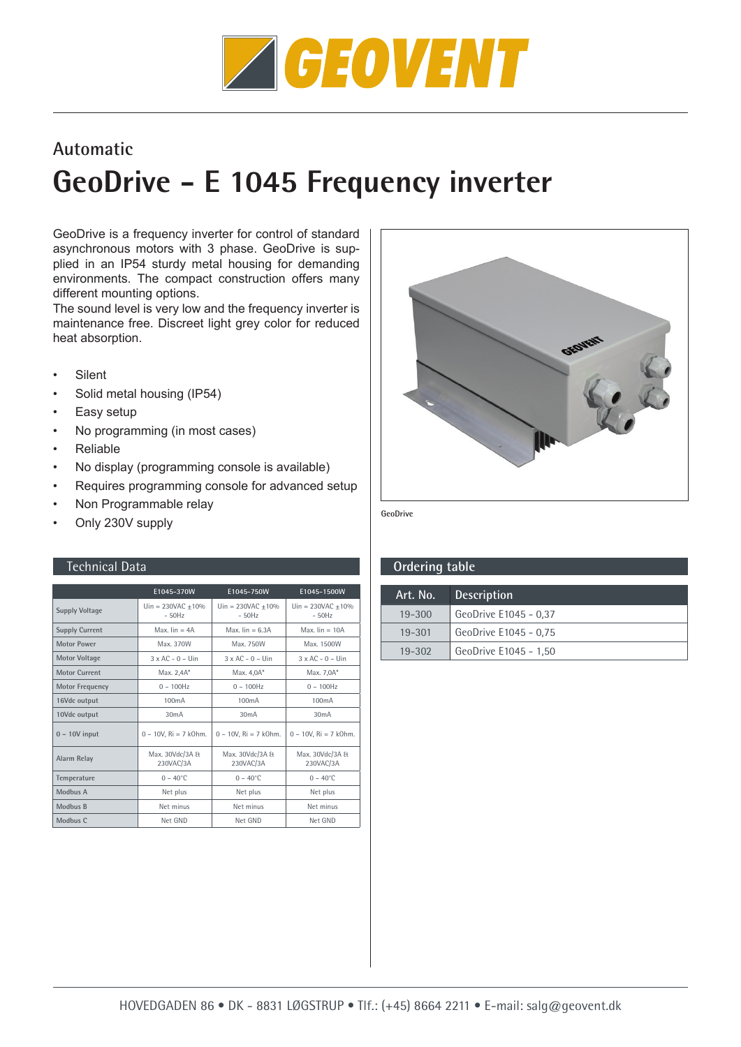# GEOVENT

Automatic

# GeoDrive – E 1045 Frequency inverter

GeoDrive is a frequency inverter for control of standard asynchronous motors with 3 phase. GeoDrive is supplied in an IP54 sturdy metal housing for demanding environments. The compact construction offers many different mounting options.
The sound level is very low and the frequency inverter is maintenance free. Discreet light grey color for reduced heat absorption.

- Silent
- Solid metal housing (IP54)
- Easy setup
- No programming (in most cases)
- Reliable
- No display (programming console is available)
- Requires programming console for advanced setup
- Non Programmable relay
- Only 230V supply

GeoDrive

## Technical Data

| | E1045-370W | E1045-750W | E1045-1500W |
|---|---|---|---|
| Supply Voltage | Uin = 230VAC ±10% - 50Hz | Uin = 230VAC ±10% - 50Hz | Uin = 230VAC ±10% - 50Hz |
| Supply Current | Max. Iin = 4A | Max. Iin = 6.3A | Max. Iin = 10A |
| Motor Power | Max. 370W | Max. 750W | Max. 1500W |
| Motor Voltage | 3 x AC - 0 – Uin | 3 x AC - 0 – Uin | 3 x AC - 0 – Uin |
| Motor Current | Max. 2,4A* | Max. 4,0A* | Max. 7,0A* |
| Motor Frequency | 0 – 100Hz | 0 – 100Hz | 0 – 100Hz |
| 16Vdc output | 100mA | 100mA | 100mA |
| 10Vdc output | 30mA | 30mA | 30mA |
| 0 – 10V input | 0 – 10V, Ri = 7 kOhm. | 0 – 10V, Ri = 7 kOhm. | 0 – 10V, Ri = 7 kOhm. |
| Alarm Relay | Max. 30Vdc/3A & 230VAC/3A | Max. 30Vdc/3A & 230VAC/3A | Max. 30Vdc/3A & 230VAC/3A |
| Temperature | 0 – 40°C | 0 – 40°C | 0 – 40°C |
| Modbus A | Net plus | Net plus | Net plus |
| Modbus B | Net minus | Net minus | Net minus |
| Modbus C | Net GND | Net GND | Net GND |

## Ordering table

| Art. No. | Description |
|---|---|
| 19-300 | GeoDrive E1045 - 0,37 |
| 19-301 | GeoDrive E1045 - 0,75 |
| 19-302 | GeoDrive E1045 - 1,50 |

HOVEDGADEN 86 • DK - 8831 LØGSTRUP • Tlf.: (+45) 8664 2211 • E-mail: salg@geovent.dk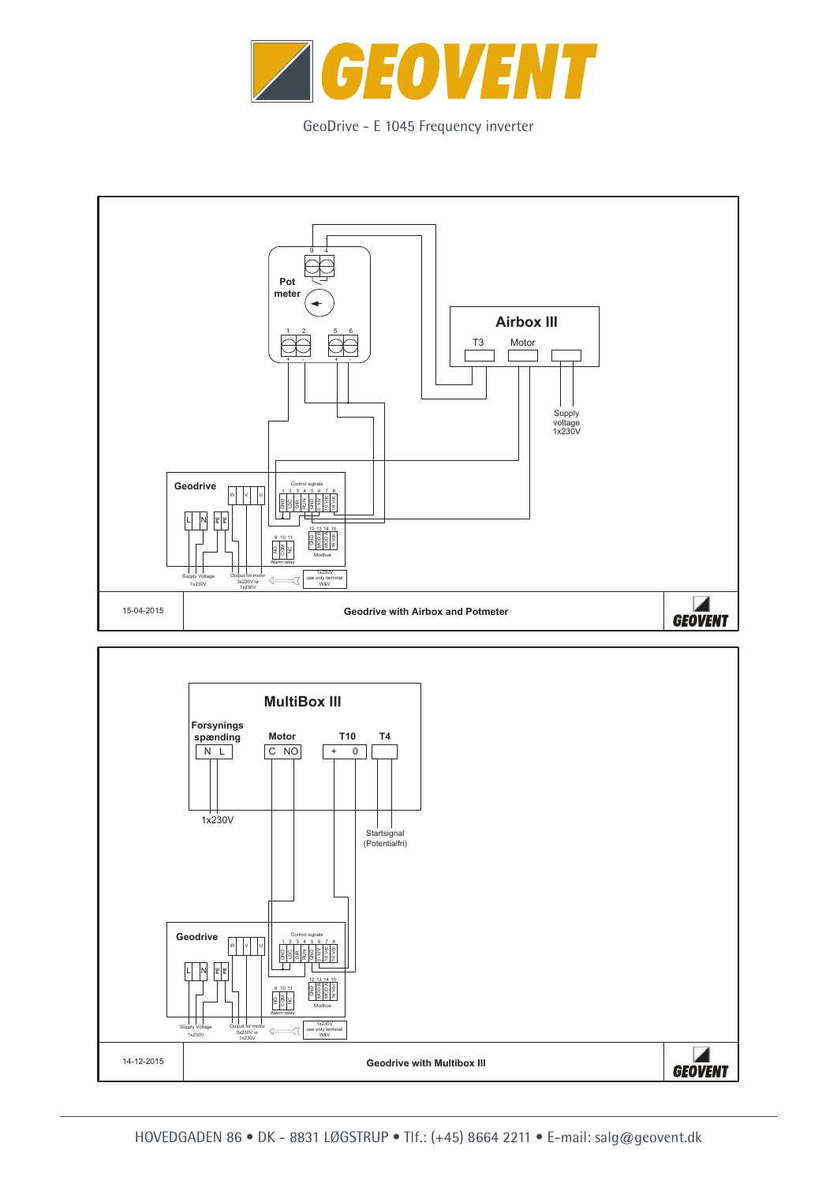# GEOVENT

GeoDrive - E 1045 Frequency inverter

Pot
meter

9 4

1 2 5 6

Airbox III

T3 Motor

Supply
voltage
1x230V

Geodrive

W V U

Control signals

1 2 3 4 5 6 7 8

GND LSC DIR RUN GND 10 Vdc 10 Vdc 15 Vdc

L N PE PE

9 10 11

NO COM NC

Alarm relay

12 13 14 15

GND MOD A MOD B 15 Vdc

Modbus

Supply Voltage
1x230V

Output for motor
3x230V or
1x230V

1x230V
use only terminal
W&V

15-04-2015 | Geodrive with Airbox and Potmeter

MultiBox III

Forsynings
spænding

N L

Motor

C NO

T10

+ 0

T4

1x230V

Startsignal
(Potentialfri)

Geodrive

W V U

Control signals

1 2 3 4 5 6 7 8

GND LSC DIR RUN GND 10 Vdc 10 Vdc 15 Vdc

L N PE PE

9 10 11

NO COM NC

Alarm relay

12 13 14 15

GND MOD A MOD B 15 Vdc

Modbus

Supply Voltage
1x230V

Output for motor
3x230V or
1x230V

1x230V
use only terminal
W&V

14-12-2015 | Geodrive with Multibox III

HOVEDGADEN 86 • DK - 8831 LØGSTRUP • Tlf.: (+45) 8664 2211 • E-mail: salg@geovent.dk